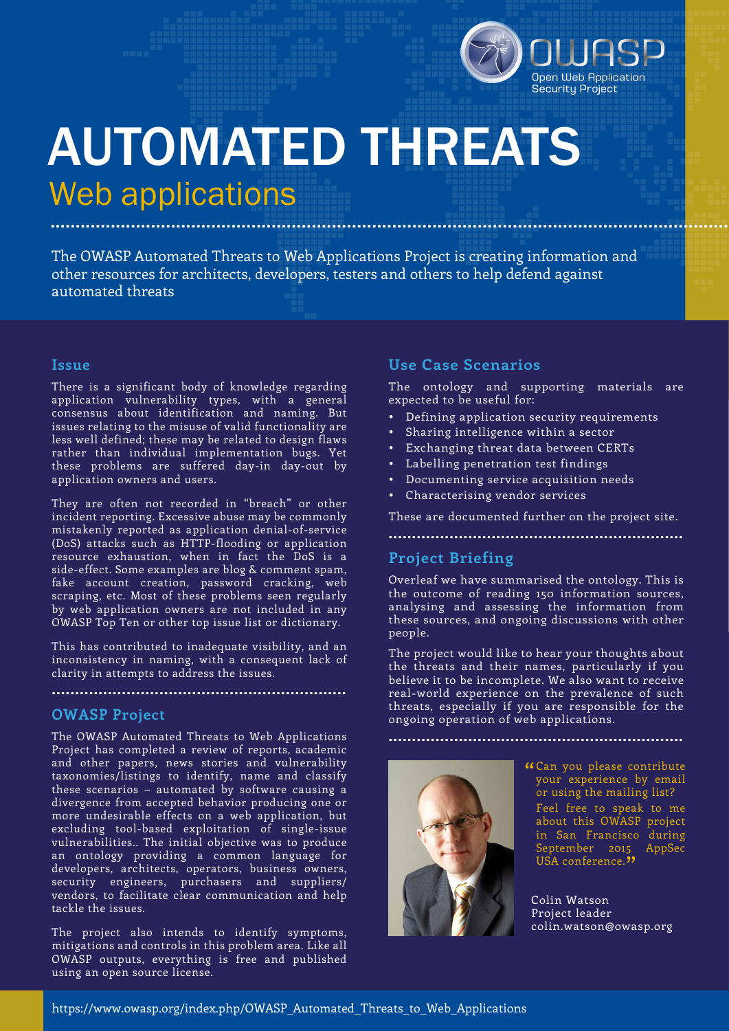OWASP
Open Web Application Security Project

# AUTOMATED THREATS

## Web applications

The OWASP Automated Threats to Web Applications Project is creating information and other resources for architects, developers, testers and others to help defend against automated threats

### Issue

There is a significant body of knowledge regarding application vulnerability types, with a general consensus about identification and naming. But issues relating to the misuse of valid functionality are less well defined; these may be related to design flaws rather than individual implementation bugs. Yet these problems are suffered day-in day-out by application owners and users.

They are often not recorded in "breach" or other incident reporting. Excessive abuse may be commonly mistakenly reported as application denial-of-service (DoS) attacks such as HTTP-flooding or application resource exhaustion, when in fact the DoS is a side-effect. Some examples are blog & comment spam, fake account creation, password cracking, web scraping, etc. Most of these problems seen regularly by web application owners are not included in any OWASP Top Ten or other top issue list or dictionary.

This has contributed to inadequate visibility, and an inconsistency in naming, with a consequent lack of clarity in attempts to address the issues.

### OWASP Project

The OWASP Automated Threats to Web Applications Project has completed a review of reports, academic and other papers, news stories and vulnerability taxonomies/listings to identify, name and classify these scenarios – automated by software causing a divergence from accepted behavior producing one or more undesirable effects on a web application, but excluding tool-based exploitation of single-issue vulnerabilities.. The initial objective was to produce an ontology providing a common language for developers, architects, operators, business owners, security engineers, purchasers and suppliers/vendors, to facilitate clear communication and help tackle the issues.

The project also intends to identify symptoms, mitigations and controls in this problem area. Like all OWASP outputs, everything is free and published using an open source license.

### Use Case Scenarios

The ontology and supporting materials are expected to be useful for:

- Defining application security requirements
- Sharing intelligence within a sector
- Exchanging threat data between CERTs
- Labelling penetration test findings
- Documenting service acquisition needs
- Characterising vendor services

These are documented further on the project site.

### Project Briefing

Overleaf we have summarised the ontology. This is the outcome of reading 150 information sources, analysing and assessing the information from these sources, and ongoing discussions with other people.

The project would like to hear your thoughts about the threats and their names, particularly if you believe it to be incomplete. We also want to receive real-world experience on the prevalence of such threats, especially if you are responsible for the ongoing operation of web applications.

"Can you please contribute your experience by email or using the mailing list? Feel free to speak to me about this OWASP project in San Francisco during September 2015 AppSec USA conference."

Colin Watson
Project leader
colin.watson@owasp.org

https://www.owasp.org/index.php/OWASP_Automated_Threats_to_Web_Applications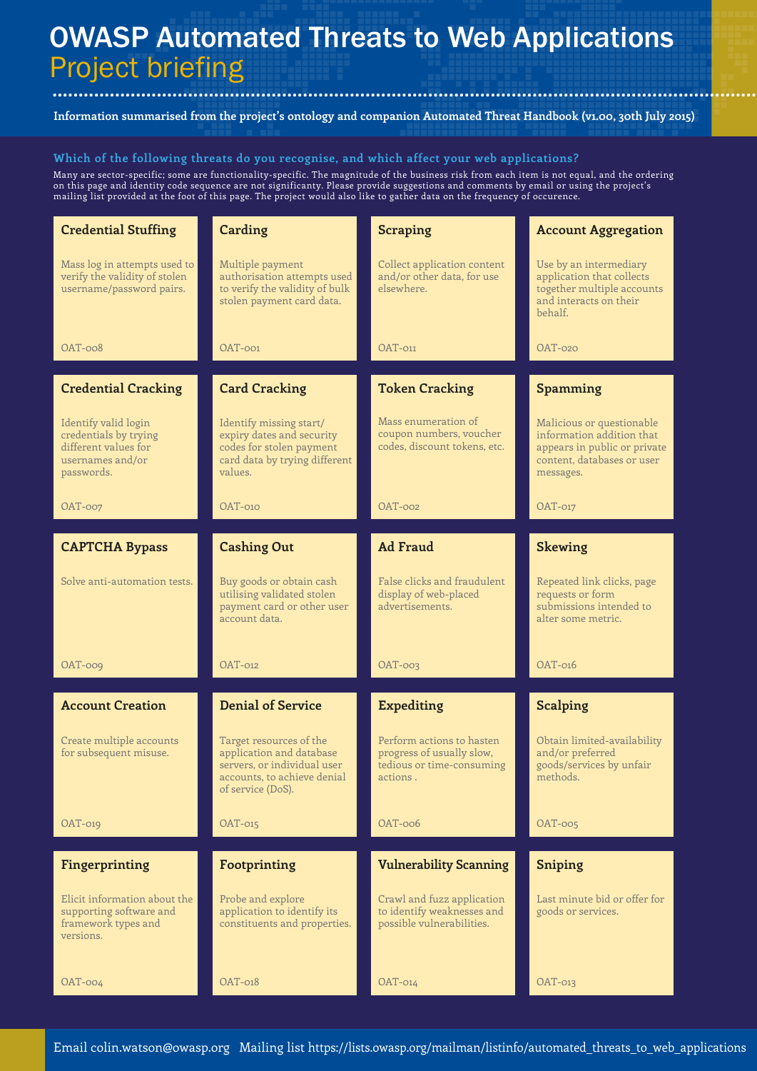# OWASP Automated Threats to Web Applications

## Project briefing

**Information summarised from the project's ontology and companion Automated Threat Handbook (v1.00, 30th July 2015)**

### Which of the following threats do you recognise, and which affect your web applications?

Many are sector-specific; some are functionality-specific. The magnitude of the business risk from each item is not equal, and the ordering on this page and identity code sequence are not significanty. Please provide suggestions and comments by email or using the project's mailing list provided at the foot of this page. The project would also like to gather data on the frequency of occurence.

#### Credential Stuffing

Mass log in attempts used to verify the validity of stolen username/password pairs.

OAT-008

#### Carding

Multiple payment authorisation attempts used to verify the validity of bulk stolen payment card data.

OAT-001

#### Scraping

Collect application content and/or other data, for use elsewhere.

OAT-011

#### Account Aggregation

Use by an intermediary application that collects together multiple accounts and interacts on their behalf.

OAT-020

#### Credential Cracking

Identify valid login credentials by trying different values for usernames and/or passwords.

OAT-007

#### Card Cracking

Identify missing start/ expiry dates and security codes for stolen payment card data by trying different values.

OAT-010

#### Token Cracking

Mass enumeration of coupon numbers, voucher codes, discount tokens, etc.

OAT-002

#### Spamming

Malicious or questionable information addition that appears in public or private content, databases or user messages.

OAT-017

#### CAPTCHA Bypass

Solve anti-automation tests.

OAT-009

#### Cashing Out

Buy goods or obtain cash utilising validated stolen payment card or other user account data.

OAT-012

#### Ad Fraud

False clicks and fraudulent display of web-placed advertisements.

OAT-003

#### Skewing

Repeated link clicks, page requests or form submissions intended to alter some metric.

OAT-016

#### Account Creation

Create multiple accounts for subsequent misuse.

OAT-019

#### Denial of Service

Target resources of the application and database servers, or individual user accounts, to achieve denial of service (DoS).

OAT-015

#### Expediting

Perform actions to hasten progress of usually slow, tedious or time-consuming actions .

OAT-006

#### Scalping

Obtain limited-availability and/or preferred goods/services by unfair methods.

OAT-005

#### Fingerprinting

Elicit information about the supporting software and framework types and versions.

OAT-004

#### Footprinting

Probe and explore application to identify its constituents and properties.

OAT-018

#### Vulnerability Scanning

Crawl and fuzz application to identify weaknesses and possible vulnerabilities.

OAT-014

#### Sniping

Last minute bid or offer for goods or services.

OAT-013

Email colin.watson@owasp.org Mailing list https://lists.owasp.org/mailman/listinfo/automated_threats_to_web_applications